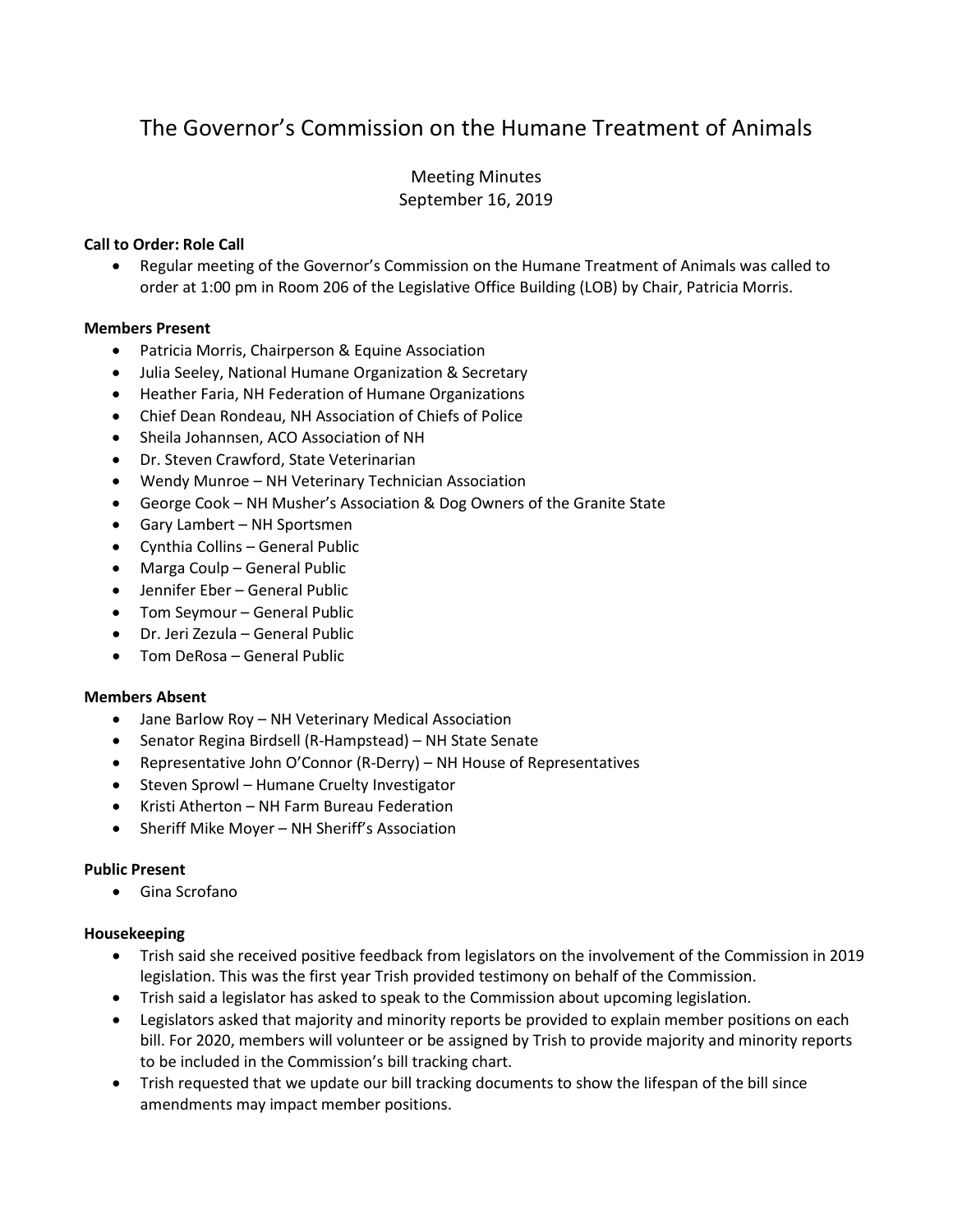# The Governor's Commission on the Humane Treatment of Animals

Meeting Minutes
September 16, 2019

**Call to Order: Role Call**

- Regular meeting of the Governor's Commission on the Humane Treatment of Animals was called to order at 1:00 pm in Room 206 of the Legislative Office Building (LOB) by Chair, Patricia Morris.

**Members Present**

- Patricia Morris, Chairperson & Equine Association
- Julia Seeley, National Humane Organization & Secretary
- Heather Faria, NH Federation of Humane Organizations
- Chief Dean Rondeau, NH Association of Chiefs of Police
- Sheila Johannsen, ACO Association of NH
- Dr. Steven Crawford, State Veterinarian
- Wendy Munroe – NH Veterinary Technician Association
- George Cook – NH Musher's Association & Dog Owners of the Granite State
- Gary Lambert – NH Sportsmen
- Cynthia Collins – General Public
- Marga Coulp – General Public
- Jennifer Eber – General Public
- Tom Seymour – General Public
- Dr. Jeri Zezula – General Public
- Tom DeRosa – General Public

**Members Absent**

- Jane Barlow Roy – NH Veterinary Medical Association
- Senator Regina Birdsell (R-Hampstead) – NH State Senate
- Representative John O'Connor (R-Derry) – NH House of Representatives
- Steven Sprowl – Humane Cruelty Investigator
- Kristi Atherton – NH Farm Bureau Federation
- Sheriff Mike Moyer – NH Sheriff's Association

**Public Present**

- Gina Scrofano

**Housekeeping**

- Trish said she received positive feedback from legislators on the involvement of the Commission in 2019 legislation. This was the first year Trish provided testimony on behalf of the Commission.
- Trish said a legislator has asked to speak to the Commission about upcoming legislation.
- Legislators asked that majority and minority reports be provided to explain member positions on each bill. For 2020, members will volunteer or be assigned by Trish to provide majority and minority reports to be included in the Commission's bill tracking chart.
- Trish requested that we update our bill tracking documents to show the lifespan of the bill since amendments may impact member positions.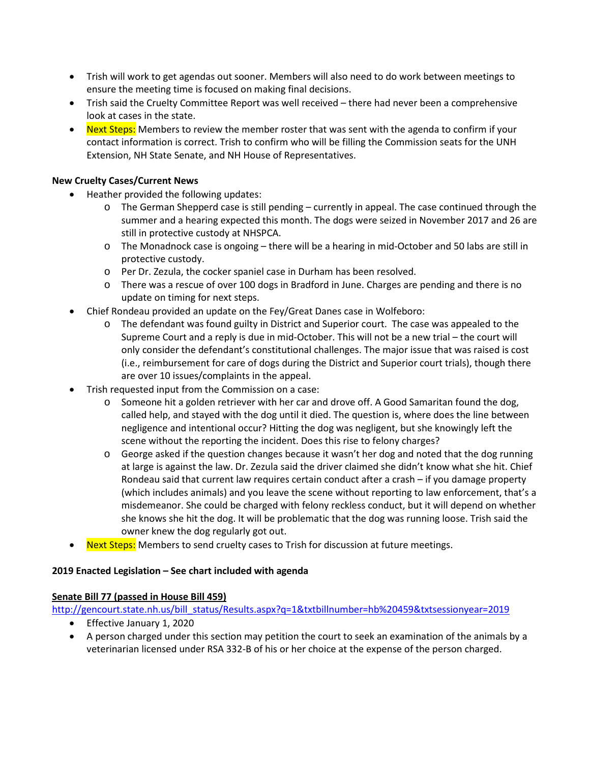- Trish will work to get agendas out sooner. Members will also need to do work between meetings to ensure the meeting time is focused on making final decisions.
- Trish said the Cruelty Committee Report was well received – there had never been a comprehensive look at cases in the state.
- Next Steps: Members to review the member roster that was sent with the agenda to confirm if your contact information is correct. Trish to confirm who will be filling the Commission seats for the UNH Extension, NH State Senate, and NH House of Representatives.

**New Cruelty Cases/Current News**

- Heather provided the following updates:
  - The German Shepperd case is still pending – currently in appeal. The case continued through the summer and a hearing expected this month. The dogs were seized in November 2017 and 26 are still in protective custody at NHSPCA.
  - The Monadnock case is ongoing – there will be a hearing in mid-October and 50 labs are still in protective custody.
  - Per Dr. Zezula, the cocker spaniel case in Durham has been resolved.
  - There was a rescue of over 100 dogs in Bradford in June. Charges are pending and there is no update on timing for next steps.
- Chief Rondeau provided an update on the Fey/Great Danes case in Wolfeboro:
  - The defendant was found guilty in District and Superior court. The case was appealed to the Supreme Court and a reply is due in mid-October. This will not be a new trial – the court will only consider the defendant's constitutional challenges. The major issue that was raised is cost (i.e., reimbursement for care of dogs during the District and Superior court trials), though there are over 10 issues/complaints in the appeal.
- Trish requested input from the Commission on a case:
  - Someone hit a golden retriever with her car and drove off. A Good Samaritan found the dog, called help, and stayed with the dog until it died. The question is, where does the line between negligence and intentional occur? Hitting the dog was negligent, but she knowingly left the scene without the reporting the incident. Does this rise to felony charges?
  - George asked if the question changes because it wasn't her dog and noted that the dog running at large is against the law. Dr. Zezula said the driver claimed she didn't know what she hit. Chief Rondeau said that current law requires certain conduct after a crash – if you damage property (which includes animals) and you leave the scene without reporting to law enforcement, that's a misdemeanor. She could be charged with felony reckless conduct, but it will depend on whether she knows she hit the dog. It will be problematic that the dog was running loose. Trish said the owner knew the dog regularly got out.
- Next Steps: Members to send cruelty cases to Trish for discussion at future meetings.

**2019 Enacted Legislation – See chart included with agenda**

**Senate Bill 77 (passed in House Bill 459)**

http://gencourt.state.nh.us/bill_status/Results.aspx?q=1&txtbillnumber=hb%20459&txtsessionyear=2019

- Effective January 1, 2020
- A person charged under this section may petition the court to seek an examination of the animals by a veterinarian licensed under RSA 332-B of his or her choice at the expense of the person charged.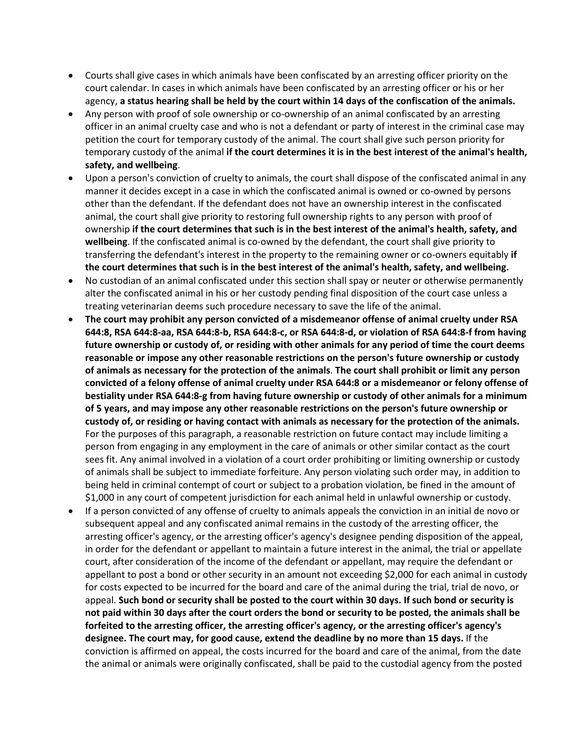- Courts shall give cases in which animals have been confiscated by an arresting officer priority on the court calendar. In cases in which animals have been confiscated by an arresting officer or his or her agency, **a status hearing shall be held by the court within 14 days of the confiscation of the animals.**
- Any person with proof of sole ownership or co-ownership of an animal confiscated by an arresting officer in an animal cruelty case and who is not a defendant or party of interest in the criminal case may petition the court for temporary custody of the animal. The court shall give such person priority for temporary custody of the animal **if the court determines it is in the best interest of the animal's health, safety, and wellbeing**.
- Upon a person's conviction of cruelty to animals, the court shall dispose of the confiscated animal in any manner it decides except in a case in which the confiscated animal is owned or co-owned by persons other than the defendant. If the defendant does not have an ownership interest in the confiscated animal, the court shall give priority to restoring full ownership rights to any person with proof of ownership **if the court determines that such is in the best interest of the animal's health, safety, and wellbeing**. If the confiscated animal is co-owned by the defendant, the court shall give priority to transferring the defendant's interest in the property to the remaining owner or co-owners equitably **if the court determines that such is in the best interest of the animal's health, safety, and wellbeing.**
- No custodian of an animal confiscated under this section shall spay or neuter or otherwise permanently alter the confiscated animal in his or her custody pending final disposition of the court case unless a treating veterinarian deems such procedure necessary to save the life of the animal.
- **The court may prohibit any person convicted of a misdemeanor offense of animal cruelty under RSA 644:8, RSA 644:8-aa, RSA 644:8-b, RSA 644:8-c, or RSA 644:8-d, or violation of RSA 644:8-f from having future ownership or custody of, or residing with other animals for any period of time the court deems reasonable or impose any other reasonable restrictions on the person's future ownership or custody of animals as necessary for the protection of the animals**. **The court shall prohibit or limit any person convicted of a felony offense of animal cruelty under RSA 644:8 or a misdemeanor or felony offense of bestiality under RSA 644:8-g from having future ownership or custody of other animals for a minimum of 5 years, and may impose any other reasonable restrictions on the person's future ownership or custody of, or residing or having contact with animals as necessary for the protection of the animals.** For the purposes of this paragraph, a reasonable restriction on future contact may include limiting a person from engaging in any employment in the care of animals or other similar contact as the court sees fit. Any animal involved in a violation of a court order prohibiting or limiting ownership or custody of animals shall be subject to immediate forfeiture. Any person violating such order may, in addition to being held in criminal contempt of court or subject to a probation violation, be fined in the amount of $1,000 in any court of competent jurisdiction for each animal held in unlawful ownership or custody.
- If a person convicted of any offense of cruelty to animals appeals the conviction in an initial de novo or subsequent appeal and any confiscated animal remains in the custody of the arresting officer, the arresting officer's agency, or the arresting officer's agency's designee pending disposition of the appeal, in order for the defendant or appellant to maintain a future interest in the animal, the trial or appellate court, after consideration of the income of the defendant or appellant, may require the defendant or appellant to post a bond or other security in an amount not exceeding $2,000 for each animal in custody for costs expected to be incurred for the board and care of the animal during the trial, trial de novo, or appeal. **Such bond or security shall be posted to the court within 30 days. If such bond or security is not paid within 30 days after the court orders the bond or security to be posted, the animals shall be forfeited to the arresting officer, the arresting officer's agency, or the arresting officer's agency's designee. The court may, for good cause, extend the deadline by no more than 15 days.** If the conviction is affirmed on appeal, the costs incurred for the board and care of the animal, from the date the animal or animals were originally confiscated, shall be paid to the custodial agency from the posted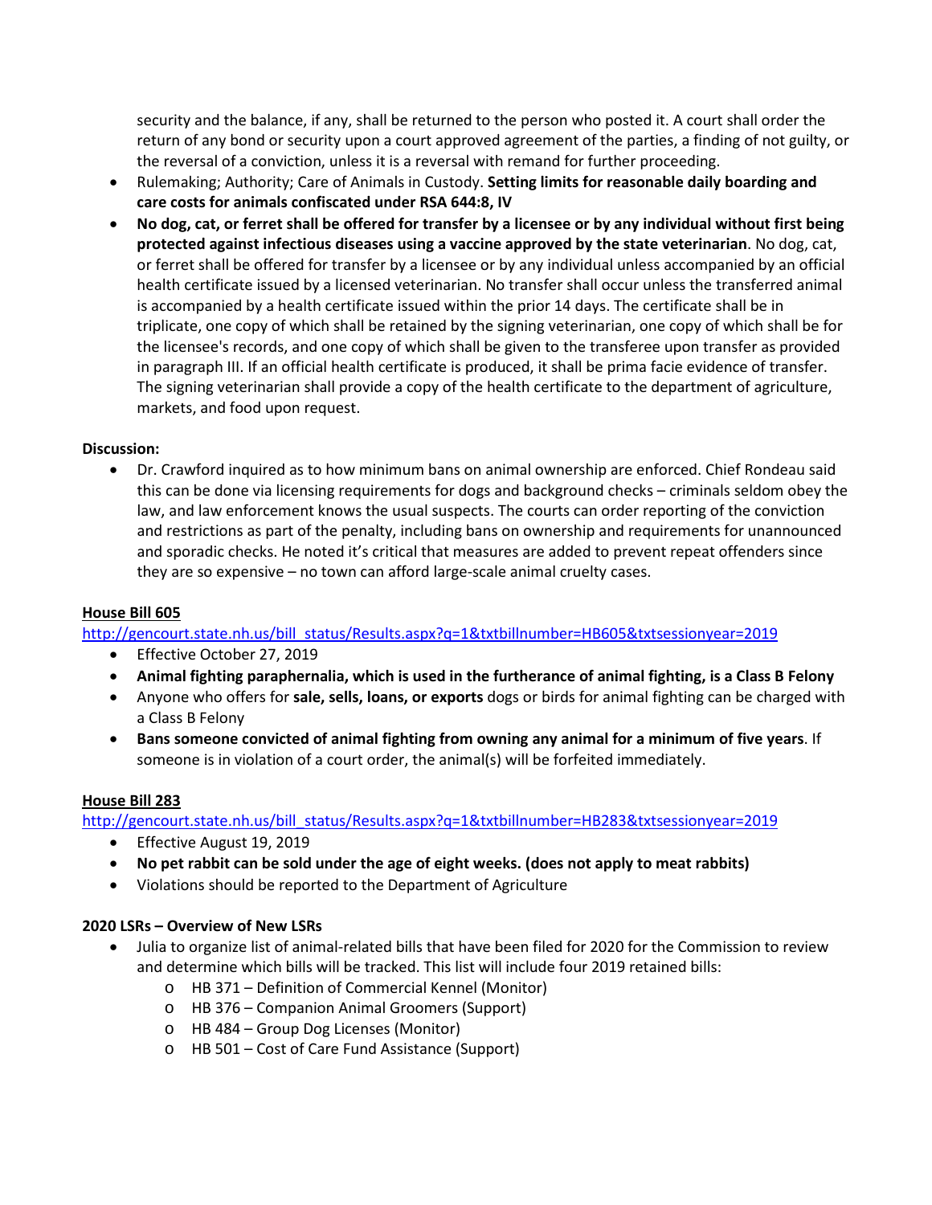security and the balance, if any, shall be returned to the person who posted it. A court shall order the return of any bond or security upon a court approved agreement of the parties, a finding of not guilty, or the reversal of a conviction, unless it is a reversal with remand for further proceeding.

- Rulemaking; Authority; Care of Animals in Custody. **Setting limits for reasonable daily boarding and care costs for animals confiscated under RSA 644:8, IV**
- **No dog, cat, or ferret shall be offered for transfer by a licensee or by any individual without first being protected against infectious diseases using a vaccine approved by the state veterinarian**. No dog, cat, or ferret shall be offered for transfer by a licensee or by any individual unless accompanied by an official health certificate issued by a licensed veterinarian. No transfer shall occur unless the transferred animal is accompanied by a health certificate issued within the prior 14 days. The certificate shall be in triplicate, one copy of which shall be retained by the signing veterinarian, one copy of which shall be for the licensee's records, and one copy of which shall be given to the transferee upon transfer as provided in paragraph III. If an official health certificate is produced, it shall be prima facie evidence of transfer. The signing veterinarian shall provide a copy of the health certificate to the department of agriculture, markets, and food upon request.

**Discussion:**

- Dr. Crawford inquired as to how minimum bans on animal ownership are enforced. Chief Rondeau said this can be done via licensing requirements for dogs and background checks – criminals seldom obey the law, and law enforcement knows the usual suspects. The courts can order reporting of the conviction and restrictions as part of the penalty, including bans on ownership and requirements for unannounced and sporadic checks. He noted it's critical that measures are added to prevent repeat offenders since they are so expensive – no town can afford large-scale animal cruelty cases.

**House Bill 605**

http://gencourt.state.nh.us/bill_status/Results.aspx?q=1&txtbillnumber=HB605&txtsessionyear=2019

- Effective October 27, 2019
- **Animal fighting paraphernalia, which is used in the furtherance of animal fighting, is a Class B Felony**
- Anyone who offers for **sale, sells, loans, or exports** dogs or birds for animal fighting can be charged with a Class B Felony
- **Bans someone convicted of animal fighting from owning any animal for a minimum of five years**. If someone is in violation of a court order, the animal(s) will be forfeited immediately.

**House Bill 283**

http://gencourt.state.nh.us/bill_status/Results.aspx?q=1&txtbillnumber=HB283&txtsessionyear=2019

- Effective August 19, 2019
- **No pet rabbit can be sold under the age of eight weeks. (does not apply to meat rabbits)**
- Violations should be reported to the Department of Agriculture

**2020 LSRs – Overview of New LSRs**

- Julia to organize list of animal-related bills that have been filed for 2020 for the Commission to review and determine which bills will be tracked. This list will include four 2019 retained bills:
  - HB 371 – Definition of Commercial Kennel (Monitor)
  - HB 376 – Companion Animal Groomers (Support)
  - HB 484 – Group Dog Licenses (Monitor)
  - HB 501 – Cost of Care Fund Assistance (Support)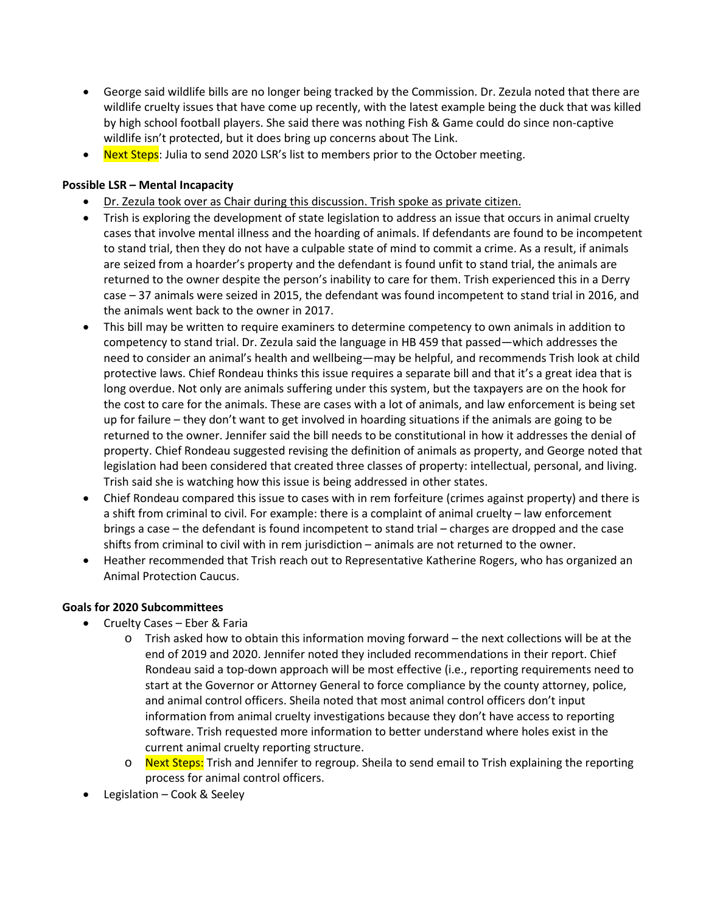- George said wildlife bills are no longer being tracked by the Commission. Dr. Zezula noted that there are wildlife cruelty issues that have come up recently, with the latest example being the duck that was killed by high school football players. She said there was nothing Fish & Game could do since non-captive wildlife isn't protected, but it does bring up concerns about The Link.
- Next Steps: Julia to send 2020 LSR's list to members prior to the October meeting.

**Possible LSR – Mental Incapacity**

- Dr. Zezula took over as Chair during this discussion. Trish spoke as private citizen.
- Trish is exploring the development of state legislation to address an issue that occurs in animal cruelty cases that involve mental illness and the hoarding of animals. If defendants are found to be incompetent to stand trial, then they do not have a culpable state of mind to commit a crime. As a result, if animals are seized from a hoarder's property and the defendant is found unfit to stand trial, the animals are returned to the owner despite the person's inability to care for them. Trish experienced this in a Derry case – 37 animals were seized in 2015, the defendant was found incompetent to stand trial in 2016, and the animals went back to the owner in 2017.
- This bill may be written to require examiners to determine competency to own animals in addition to competency to stand trial. Dr. Zezula said the language in HB 459 that passed—which addresses the need to consider an animal's health and wellbeing—may be helpful, and recommends Trish look at child protective laws. Chief Rondeau thinks this issue requires a separate bill and that it's a great idea that is long overdue. Not only are animals suffering under this system, but the taxpayers are on the hook for the cost to care for the animals. These are cases with a lot of animals, and law enforcement is being set up for failure – they don't want to get involved in hoarding situations if the animals are going to be returned to the owner. Jennifer said the bill needs to be constitutional in how it addresses the denial of property. Chief Rondeau suggested revising the definition of animals as property, and George noted that legislation had been considered that created three classes of property: intellectual, personal, and living. Trish said she is watching how this issue is being addressed in other states.
- Chief Rondeau compared this issue to cases with in rem forfeiture (crimes against property) and there is a shift from criminal to civil. For example: there is a complaint of animal cruelty – law enforcement brings a case – the defendant is found incompetent to stand trial – charges are dropped and the case shifts from criminal to civil with in rem jurisdiction – animals are not returned to the owner.
- Heather recommended that Trish reach out to Representative Katherine Rogers, who has organized an Animal Protection Caucus.

**Goals for 2020 Subcommittees**

- Cruelty Cases – Eber & Faria
  - Trish asked how to obtain this information moving forward – the next collections will be at the end of 2019 and 2020. Jennifer noted they included recommendations in their report. Chief Rondeau said a top-down approach will be most effective (i.e., reporting requirements need to start at the Governor or Attorney General to force compliance by the county attorney, police, and animal control officers. Sheila noted that most animal control officers don't input information from animal cruelty investigations because they don't have access to reporting software. Trish requested more information to better understand where holes exist in the current animal cruelty reporting structure.
  - Next Steps: Trish and Jennifer to regroup. Sheila to send email to Trish explaining the reporting process for animal control officers.
- Legislation – Cook & Seeley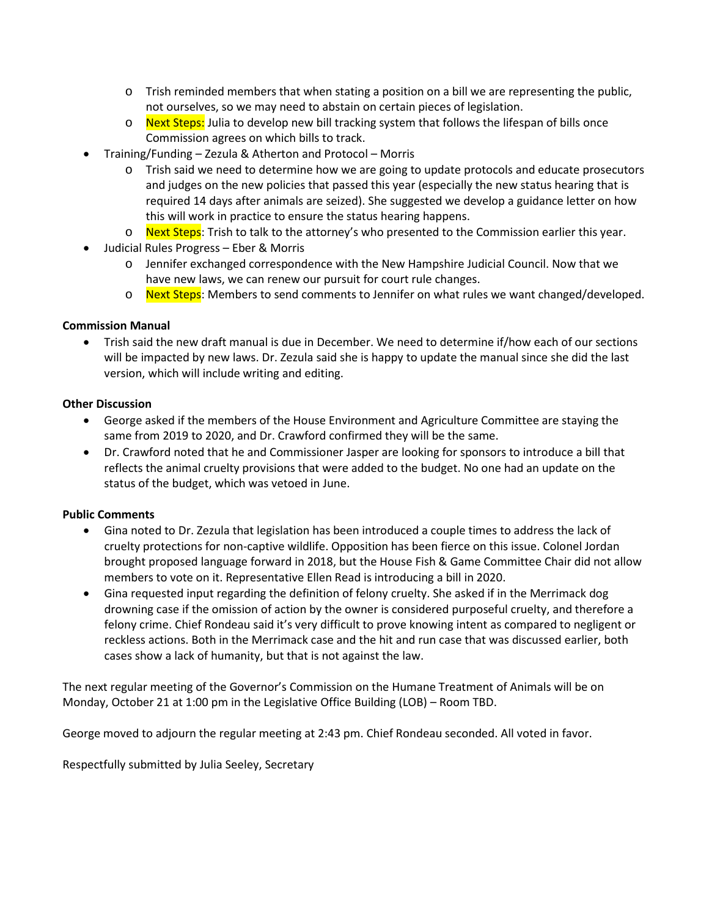- Trish reminded members that when stating a position on a bill we are representing the public, not ourselves, so we may need to abstain on certain pieces of legislation.
  - Next Steps: Julia to develop new bill tracking system that follows the lifespan of bills once Commission agrees on which bills to track.
- Training/Funding – Zezula & Atherton and Protocol – Morris
  - Trish said we need to determine how we are going to update protocols and educate prosecutors and judges on the new policies that passed this year (especially the new status hearing that is required 14 days after animals are seized). She suggested we develop a guidance letter on how this will work in practice to ensure the status hearing happens.
  - Next Steps: Trish to talk to the attorney's who presented to the Commission earlier this year.
- Judicial Rules Progress – Eber & Morris
  - Jennifer exchanged correspondence with the New Hampshire Judicial Council. Now that we have new laws, we can renew our pursuit for court rule changes.
  - Next Steps: Members to send comments to Jennifer on what rules we want changed/developed.

**Commission Manual**

- Trish said the new draft manual is due in December. We need to determine if/how each of our sections will be impacted by new laws. Dr. Zezula said she is happy to update the manual since she did the last version, which will include writing and editing.

**Other Discussion**

- George asked if the members of the House Environment and Agriculture Committee are staying the same from 2019 to 2020, and Dr. Crawford confirmed they will be the same.
- Dr. Crawford noted that he and Commissioner Jasper are looking for sponsors to introduce a bill that reflects the animal cruelty provisions that were added to the budget. No one had an update on the status of the budget, which was vetoed in June.

**Public Comments**

- Gina noted to Dr. Zezula that legislation has been introduced a couple times to address the lack of cruelty protections for non-captive wildlife. Opposition has been fierce on this issue. Colonel Jordan brought proposed language forward in 2018, but the House Fish & Game Committee Chair did not allow members to vote on it. Representative Ellen Read is introducing a bill in 2020.
- Gina requested input regarding the definition of felony cruelty. She asked if in the Merrimack dog drowning case if the omission of action by the owner is considered purposeful cruelty, and therefore a felony crime. Chief Rondeau said it's very difficult to prove knowing intent as compared to negligent or reckless actions. Both in the Merrimack case and the hit and run case that was discussed earlier, both cases show a lack of humanity, but that is not against the law.

The next regular meeting of the Governor's Commission on the Humane Treatment of Animals will be on Monday, October 21 at 1:00 pm in the Legislative Office Building (LOB) – Room TBD.

George moved to adjourn the regular meeting at 2:43 pm. Chief Rondeau seconded. All voted in favor.

Respectfully submitted by Julia Seeley, Secretary